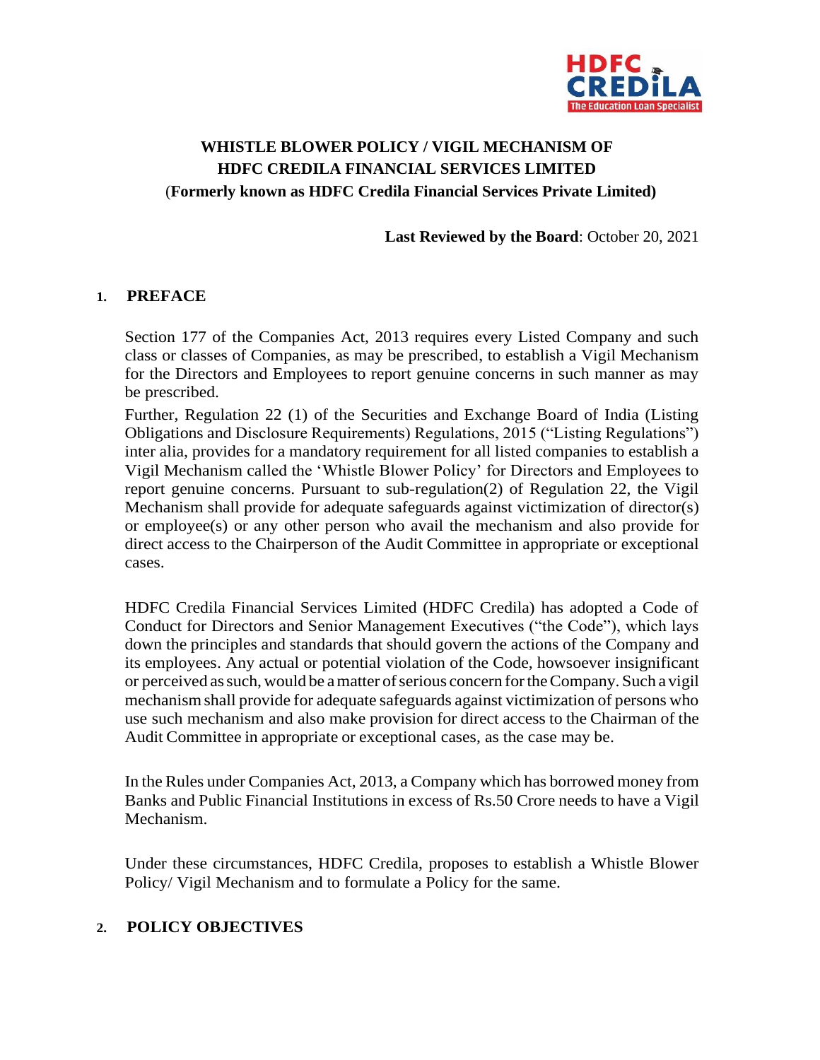# WHISTLE BLOWER POLICY / VIGIL MECHANISM OF HDFC CREDILA FINANCIAL SERVICES LIMITED
## (Formerly known as HDFC Credila Financial Services Private Limited)

**Last Reviewed by the Board**: October 20, 2021

## 1. PREFACE

Section 177 of the Companies Act, 2013 requires every Listed Company and such class or classes of Companies, as may be prescribed, to establish a Vigil Mechanism for the Directors and Employees to report genuine concerns in such manner as may be prescribed.

Further, Regulation 22 (1) of the Securities and Exchange Board of India (Listing Obligations and Disclosure Requirements) Regulations, 2015 ("Listing Regulations") inter alia, provides for a mandatory requirement for all listed companies to establish a Vigil Mechanism called the 'Whistle Blower Policy' for Directors and Employees to report genuine concerns. Pursuant to sub-regulation(2) of Regulation 22, the Vigil Mechanism shall provide for adequate safeguards against victimization of director(s) or employee(s) or any other person who avail the mechanism and also provide for direct access to the Chairperson of the Audit Committee in appropriate or exceptional cases.

HDFC Credila Financial Services Limited (HDFC Credila) has adopted a Code of Conduct for Directors and Senior Management Executives ("the Code"), which lays down the principles and standards that should govern the actions of the Company and its employees. Any actual or potential violation of the Code, howsoever insignificant or perceived as such, would be a matter of serious concern for the Company. Such a vigil mechanism shall provide for adequate safeguards against victimization of persons who use such mechanism and also make provision for direct access to the Chairman of the Audit Committee in appropriate or exceptional cases, as the case may be.

In the Rules under Companies Act, 2013, a Company which has borrowed money from Banks and Public Financial Institutions in excess of Rs.50 Crore needs to have a Vigil Mechanism.

Under these circumstances, HDFC Credila, proposes to establish a Whistle Blower Policy/ Vigil Mechanism and to formulate a Policy for the same.

## 2. POLICY OBJECTIVES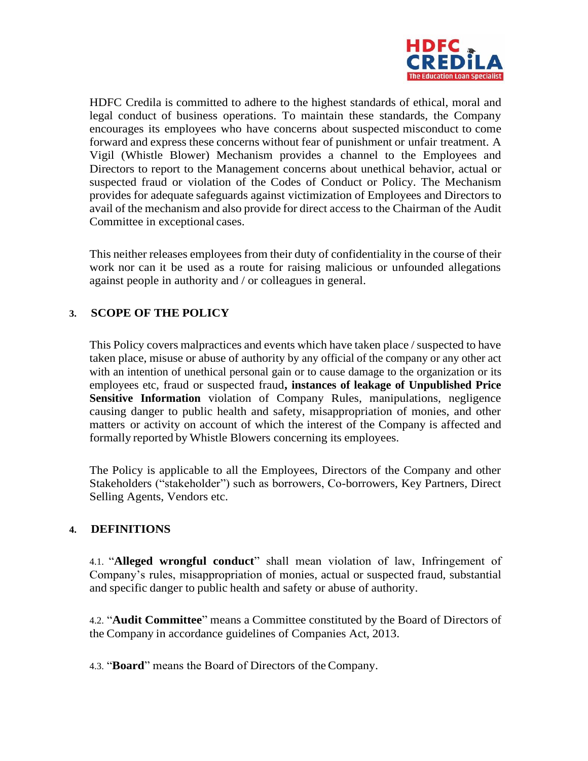HDFC Credila is committed to adhere to the highest standards of ethical, moral and legal conduct of business operations. To maintain these standards, the Company encourages its employees who have concerns about suspected misconduct to come forward and express these concerns without fear of punishment or unfair treatment. A Vigil (Whistle Blower) Mechanism provides a channel to the Employees and Directors to report to the Management concerns about unethical behavior, actual or suspected fraud or violation of the Codes of Conduct or Policy. The Mechanism provides for adequate safeguards against victimization of Employees and Directors to avail of the mechanism and also provide for direct access to the Chairman of the Audit Committee in exceptional cases.

This neither releases employees from their duty of confidentiality in the course of their work nor can it be used as a route for raising malicious or unfounded allegations against people in authority and / or colleagues in general.

## 3. SCOPE OF THE POLICY

This Policy covers malpractices and events which have taken place / suspected to have taken place, misuse or abuse of authority by any official of the company or any other act with an intention of unethical personal gain or to cause damage to the organization or its employees etc, fraud or suspected fraud**, instances of leakage of Unpublished Price Sensitive Information** violation of Company Rules, manipulations, negligence causing danger to public health and safety, misappropriation of monies, and other matters or activity on account of which the interest of the Company is affected and formally reported by Whistle Blowers concerning its employees.

The Policy is applicable to all the Employees, Directors of the Company and other Stakeholders ("stakeholder") such as borrowers, Co-borrowers, Key Partners, Direct Selling Agents, Vendors etc.

## 4. DEFINITIONS

4.1. "**Alleged wrongful conduct**" shall mean violation of law, Infringement of Company's rules, misappropriation of monies, actual or suspected fraud, substantial and specific danger to public health and safety or abuse of authority.

4.2. "**Audit Committee**" means a Committee constituted by the Board of Directors of the Company in accordance guidelines of Companies Act, 2013.

4.3. "**Board**" means the Board of Directors of the Company.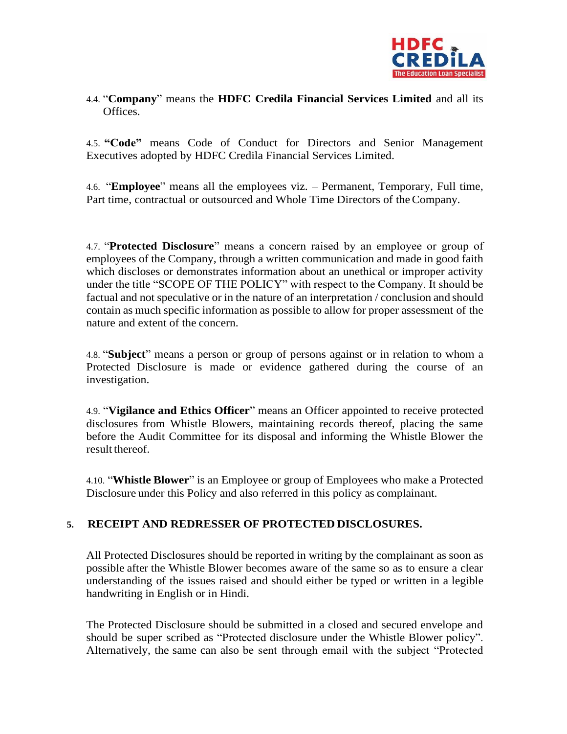4.4. "**Company**" means the **HDFC Credila Financial Services Limited** and all its Offices.

4.5. **"Code"** means Code of Conduct for Directors and Senior Management Executives adopted by HDFC Credila Financial Services Limited.

4.6. "**Employee**" means all the employees viz. – Permanent, Temporary, Full time, Part time, contractual or outsourced and Whole Time Directors of the Company.

4.7. "**Protected Disclosure**" means a concern raised by an employee or group of employees of the Company, through a written communication and made in good faith which discloses or demonstrates information about an unethical or improper activity under the title "SCOPE OF THE POLICY" with respect to the Company. It should be factual and not speculative or in the nature of an interpretation / conclusion and should contain as much specific information as possible to allow for proper assessment of the nature and extent of the concern.

4.8. "**Subject**" means a person or group of persons against or in relation to whom a Protected Disclosure is made or evidence gathered during the course of an investigation.

4.9. "**Vigilance and Ethics Officer**" means an Officer appointed to receive protected disclosures from Whistle Blowers, maintaining records thereof, placing the same before the Audit Committee for its disposal and informing the Whistle Blower the result thereof.

4.10. "**Whistle Blower**" is an Employee or group of Employees who make a Protected Disclosure under this Policy and also referred in this policy as complainant.

## 5. RECEIPT AND REDRESSER OF PROTECTED DISCLOSURES.

All Protected Disclosures should be reported in writing by the complainant as soon as possible after the Whistle Blower becomes aware of the same so as to ensure a clear understanding of the issues raised and should either be typed or written in a legible handwriting in English or in Hindi.

The Protected Disclosure should be submitted in a closed and secured envelope and should be super scribed as "Protected disclosure under the Whistle Blower policy". Alternatively, the same can also be sent through email with the subject "Protected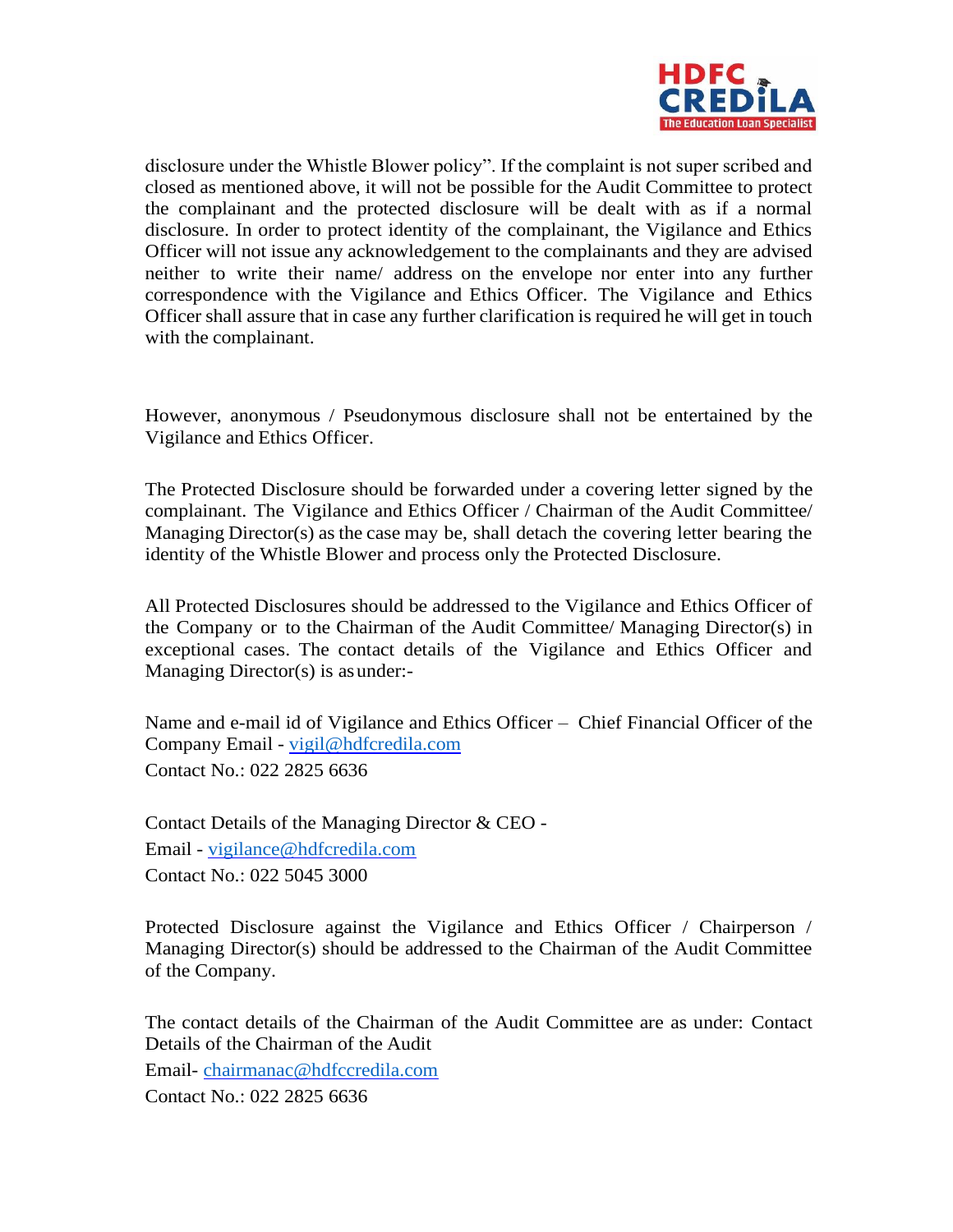disclosure under the Whistle Blower policy". If the complaint is not super scribed and closed as mentioned above, it will not be possible for the Audit Committee to protect the complainant and the protected disclosure will be dealt with as if a normal disclosure. In order to protect identity of the complainant, the Vigilance and Ethics Officer will not issue any acknowledgement to the complainants and they are advised neither to write their name/ address on the envelope nor enter into any further correspondence with the Vigilance and Ethics Officer. The Vigilance and Ethics Officer shall assure that in case any further clarification is required he will get in touch with the complainant.

However, anonymous / Pseudonymous disclosure shall not be entertained by the Vigilance and Ethics Officer.

The Protected Disclosure should be forwarded under a covering letter signed by the complainant. The Vigilance and Ethics Officer / Chairman of the Audit Committee/ Managing Director(s) as the case may be, shall detach the covering letter bearing the identity of the Whistle Blower and process only the Protected Disclosure.

All Protected Disclosures should be addressed to the Vigilance and Ethics Officer of the Company or to the Chairman of the Audit Committee/ Managing Director(s) in exceptional cases. The contact details of the Vigilance and Ethics Officer and Managing Director(s) is as under:-

Name and e-mail id of Vigilance and Ethics Officer – Chief Financial Officer of the Company Email - vigil@hdfcredila.com
Contact No.: 022 2825 6636

Contact Details of the Managing Director & CEO -
Email - vigilance@hdfcredila.com
Contact No.: 022 5045 3000

Protected Disclosure against the Vigilance and Ethics Officer / Chairperson / Managing Director(s) should be addressed to the Chairman of the Audit Committee of the Company.

The contact details of the Chairman of the Audit Committee are as under: Contact Details of the Chairman of the Audit
Email- chairmanac@hdfccredila.com
Contact No.: 022 2825 6636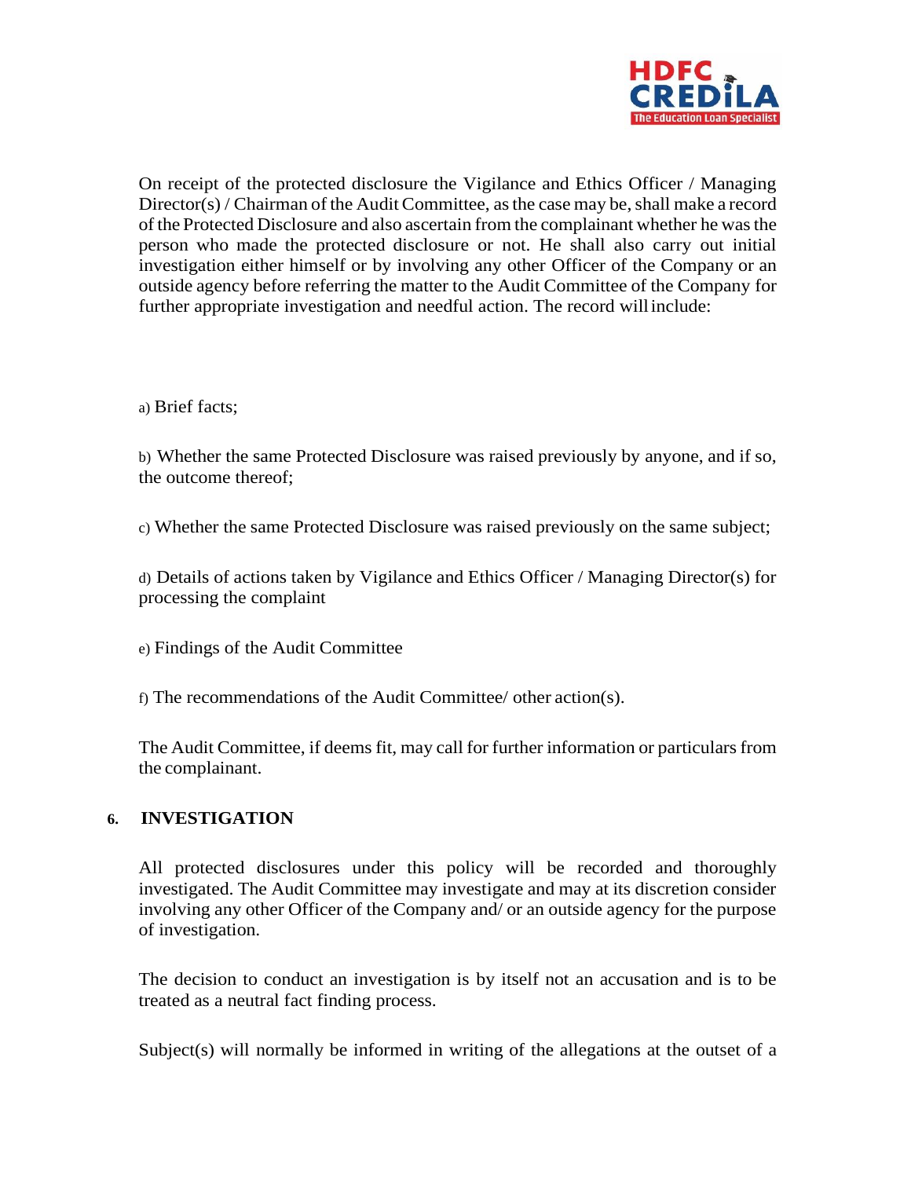On receipt of the protected disclosure the Vigilance and Ethics Officer / Managing Director(s) / Chairman of the Audit Committee, as the case may be, shall make a record of the Protected Disclosure and also ascertain from the complainant whether he was the person who made the protected disclosure or not. He shall also carry out initial investigation either himself or by involving any other Officer of the Company or an outside agency before referring the matter to the Audit Committee of the Company for further appropriate investigation and needful action. The record will include:

a) Brief facts;

b) Whether the same Protected Disclosure was raised previously by anyone, and if so, the outcome thereof;

c) Whether the same Protected Disclosure was raised previously on the same subject;

d) Details of actions taken by Vigilance and Ethics Officer / Managing Director(s) for processing the complaint

e) Findings of the Audit Committee

f) The recommendations of the Audit Committee/ other action(s).

The Audit Committee, if deems fit, may call for further information or particulars from the complainant.

## 6. INVESTIGATION

All protected disclosures under this policy will be recorded and thoroughly investigated. The Audit Committee may investigate and may at its discretion consider involving any other Officer of the Company and/ or an outside agency for the purpose of investigation.

The decision to conduct an investigation is by itself not an accusation and is to be treated as a neutral fact finding process.

Subject(s) will normally be informed in writing of the allegations at the outset of a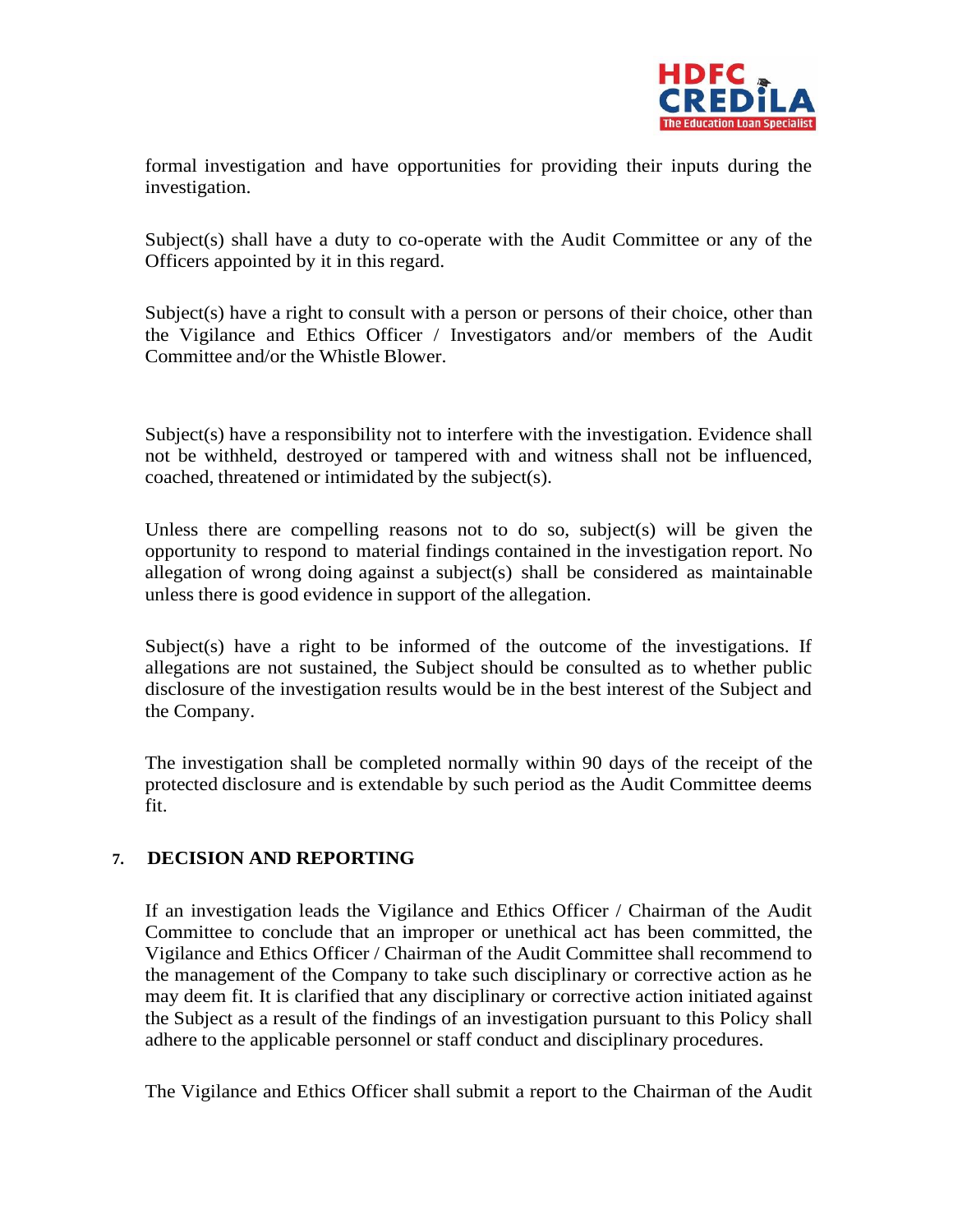formal investigation and have opportunities for providing their inputs during the investigation.

Subject(s) shall have a duty to co-operate with the Audit Committee or any of the Officers appointed by it in this regard.

Subject(s) have a right to consult with a person or persons of their choice, other than the Vigilance and Ethics Officer / Investigators and/or members of the Audit Committee and/or the Whistle Blower.

Subject(s) have a responsibility not to interfere with the investigation. Evidence shall not be withheld, destroyed or tampered with and witness shall not be influenced, coached, threatened or intimidated by the subject(s).

Unless there are compelling reasons not to do so, subject(s) will be given the opportunity to respond to material findings contained in the investigation report. No allegation of wrong doing against a subject(s) shall be considered as maintainable unless there is good evidence in support of the allegation.

Subject(s) have a right to be informed of the outcome of the investigations. If allegations are not sustained, the Subject should be consulted as to whether public disclosure of the investigation results would be in the best interest of the Subject and the Company.

The investigation shall be completed normally within 90 days of the receipt of the protected disclosure and is extendable by such period as the Audit Committee deems fit.

## 7. DECISION AND REPORTING

If an investigation leads the Vigilance and Ethics Officer / Chairman of the Audit Committee to conclude that an improper or unethical act has been committed, the Vigilance and Ethics Officer / Chairman of the Audit Committee shall recommend to the management of the Company to take such disciplinary or corrective action as he may deem fit. It is clarified that any disciplinary or corrective action initiated against the Subject as a result of the findings of an investigation pursuant to this Policy shall adhere to the applicable personnel or staff conduct and disciplinary procedures.

The Vigilance and Ethics Officer shall submit a report to the Chairman of the Audit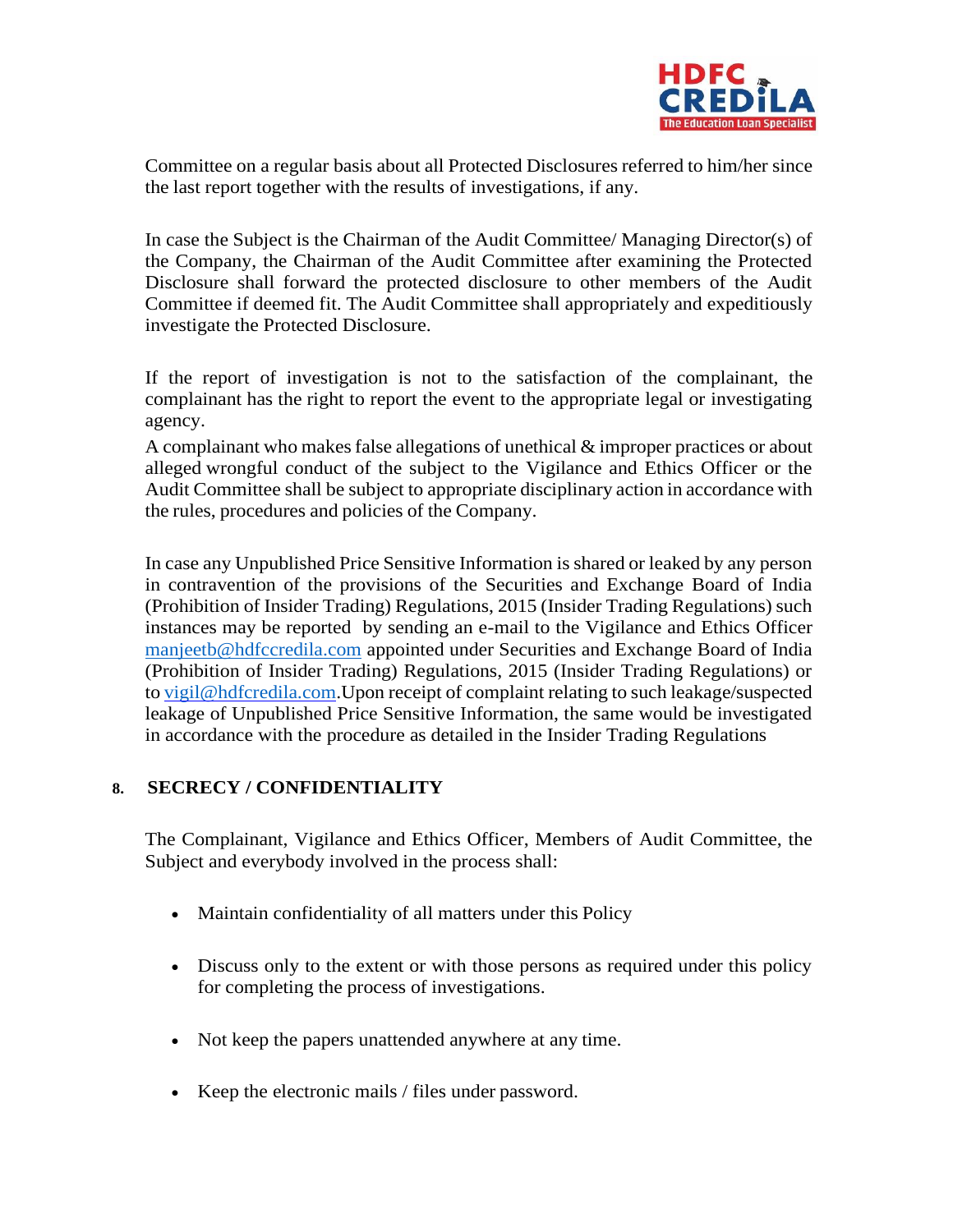Committee on a regular basis about all Protected Disclosures referred to him/her since the last report together with the results of investigations, if any.

In case the Subject is the Chairman of the Audit Committee/ Managing Director(s) of the Company, the Chairman of the Audit Committee after examining the Protected Disclosure shall forward the protected disclosure to other members of the Audit Committee if deemed fit. The Audit Committee shall appropriately and expeditiously investigate the Protected Disclosure.

If the report of investigation is not to the satisfaction of the complainant, the complainant has the right to report the event to the appropriate legal or investigating agency.

A complainant who makes false allegations of unethical & improper practices or about alleged wrongful conduct of the subject to the Vigilance and Ethics Officer or the Audit Committee shall be subject to appropriate disciplinary action in accordance with the rules, procedures and policies of the Company.

In case any Unpublished Price Sensitive Information is shared or leaked by any person in contravention of the provisions of the Securities and Exchange Board of India (Prohibition of Insider Trading) Regulations, 2015 (Insider Trading Regulations) such instances may be reported by sending an e-mail to the Vigilance and Ethics Officer manjeetb@hdfccredila.com appointed under Securities and Exchange Board of India (Prohibition of Insider Trading) Regulations, 2015 (Insider Trading Regulations) or to vigil@hdfcredila.com.Upon receipt of complaint relating to such leakage/suspected leakage of Unpublished Price Sensitive Information, the same would be investigated in accordance with the procedure as detailed in the Insider Trading Regulations

## 8. SECRECY / CONFIDENTIALITY

The Complainant, Vigilance and Ethics Officer, Members of Audit Committee, the Subject and everybody involved in the process shall:

- Maintain confidentiality of all matters under this Policy
- Discuss only to the extent or with those persons as required under this policy for completing the process of investigations.
- Not keep the papers unattended anywhere at any time.
- Keep the electronic mails / files under password.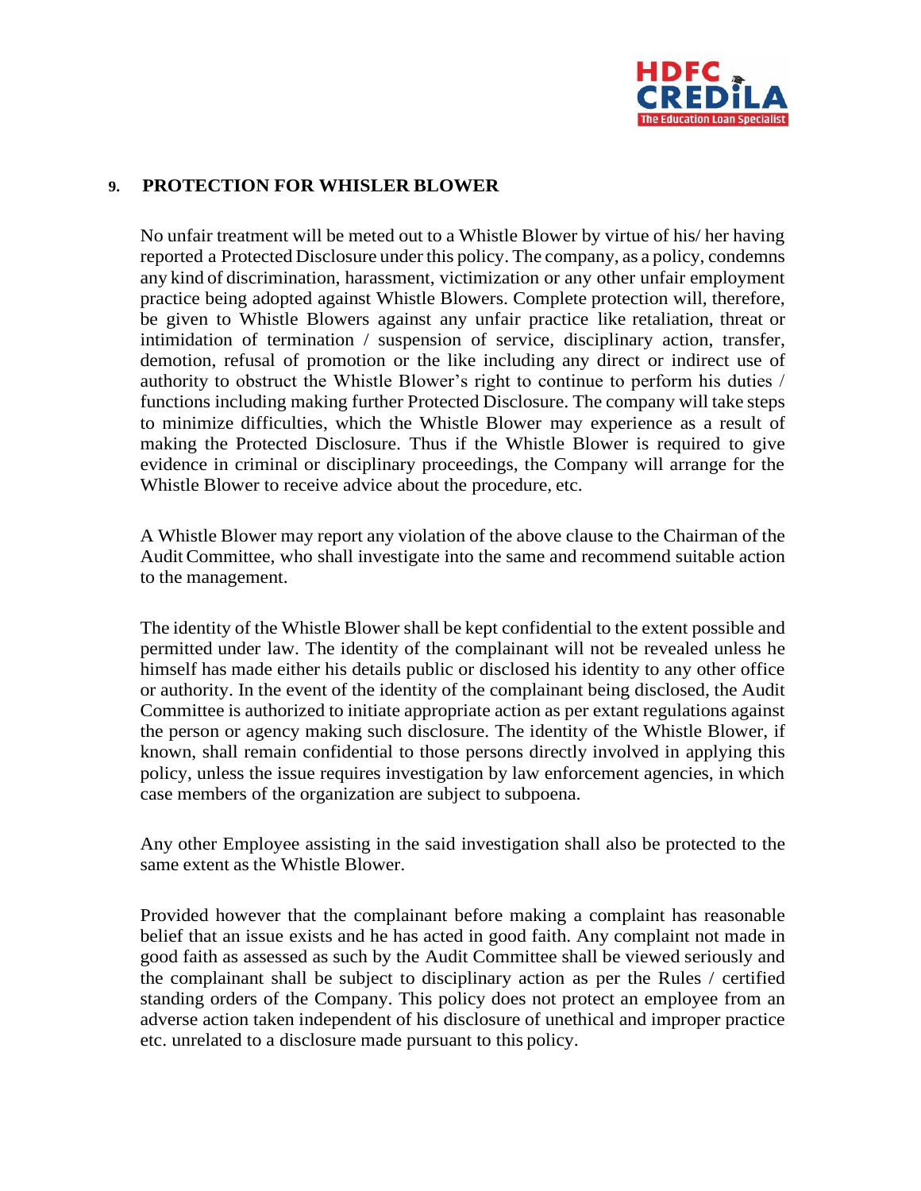## 9. PROTECTION FOR WHISLER BLOWER

No unfair treatment will be meted out to a Whistle Blower by virtue of his/ her having reported a Protected Disclosure under this policy. The company, as a policy, condemns any kind of discrimination, harassment, victimization or any other unfair employment practice being adopted against Whistle Blowers. Complete protection will, therefore, be given to Whistle Blowers against any unfair practice like retaliation, threat or intimidation of termination / suspension of service, disciplinary action, transfer, demotion, refusal of promotion or the like including any direct or indirect use of authority to obstruct the Whistle Blower's right to continue to perform his duties / functions including making further Protected Disclosure. The company will take steps to minimize difficulties, which the Whistle Blower may experience as a result of making the Protected Disclosure. Thus if the Whistle Blower is required to give evidence in criminal or disciplinary proceedings, the Company will arrange for the Whistle Blower to receive advice about the procedure, etc.

A Whistle Blower may report any violation of the above clause to the Chairman of the Audit Committee, who shall investigate into the same and recommend suitable action to the management.

The identity of the Whistle Blower shall be kept confidential to the extent possible and permitted under law. The identity of the complainant will not be revealed unless he himself has made either his details public or disclosed his identity to any other office or authority. In the event of the identity of the complainant being disclosed, the Audit Committee is authorized to initiate appropriate action as per extant regulations against the person or agency making such disclosure. The identity of the Whistle Blower, if known, shall remain confidential to those persons directly involved in applying this policy, unless the issue requires investigation by law enforcement agencies, in which case members of the organization are subject to subpoena.

Any other Employee assisting in the said investigation shall also be protected to the same extent as the Whistle Blower.

Provided however that the complainant before making a complaint has reasonable belief that an issue exists and he has acted in good faith. Any complaint not made in good faith as assessed as such by the Audit Committee shall be viewed seriously and the complainant shall be subject to disciplinary action as per the Rules / certified standing orders of the Company. This policy does not protect an employee from an adverse action taken independent of his disclosure of unethical and improper practice etc. unrelated to a disclosure made pursuant to this policy.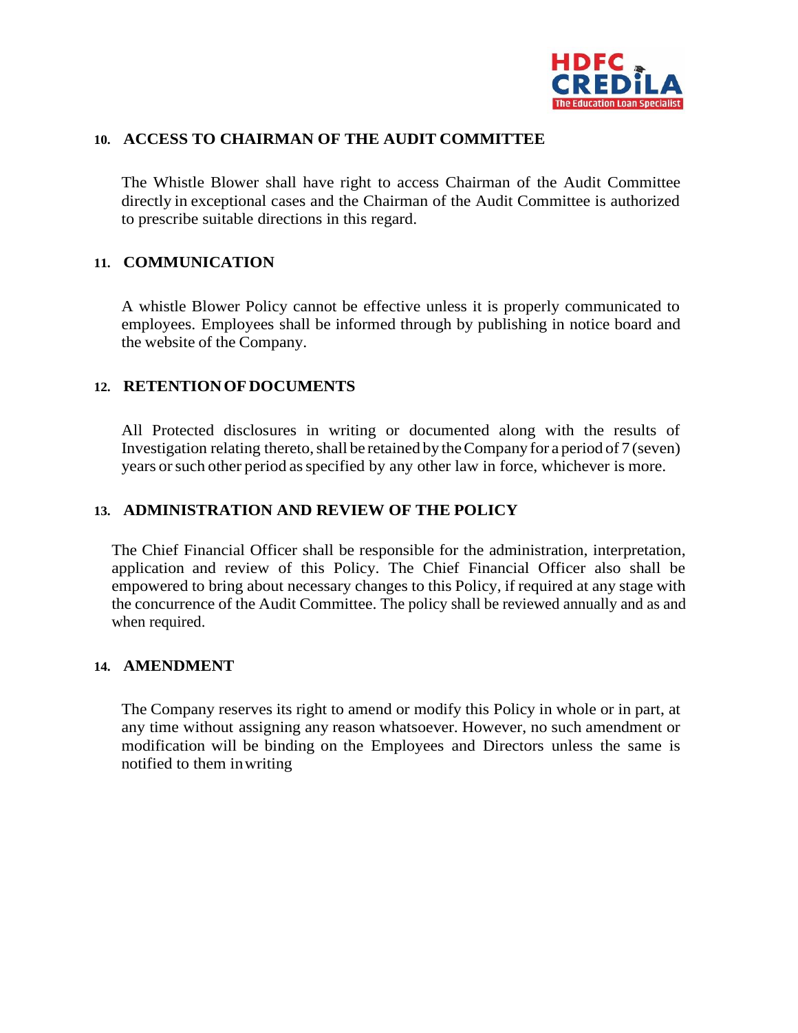## 10. ACCESS TO CHAIRMAN OF THE AUDIT COMMITTEE

The Whistle Blower shall have right to access Chairman of the Audit Committee directly in exceptional cases and the Chairman of the Audit Committee is authorized to prescribe suitable directions in this regard.

## 11. COMMUNICATION

A whistle Blower Policy cannot be effective unless it is properly communicated to employees. Employees shall be informed through by publishing in notice board and the website of the Company.

## 12. RETENTION OF DOCUMENTS

All Protected disclosures in writing or documented along with the results of Investigation relating thereto, shall be retained by the Company for a period of 7 (seven) years or such other period as specified by any other law in force, whichever is more.

## 13. ADMINISTRATION AND REVIEW OF THE POLICY

The Chief Financial Officer shall be responsible for the administration, interpretation, application and review of this Policy. The Chief Financial Officer also shall be empowered to bring about necessary changes to this Policy, if required at any stage with the concurrence of the Audit Committee. The policy shall be reviewed annually and as and when required.

## 14. AMENDMENT

The Company reserves its right to amend or modify this Policy in whole or in part, at any time without assigning any reason whatsoever. However, no such amendment or modification will be binding on the Employees and Directors unless the same is notified to them in writing